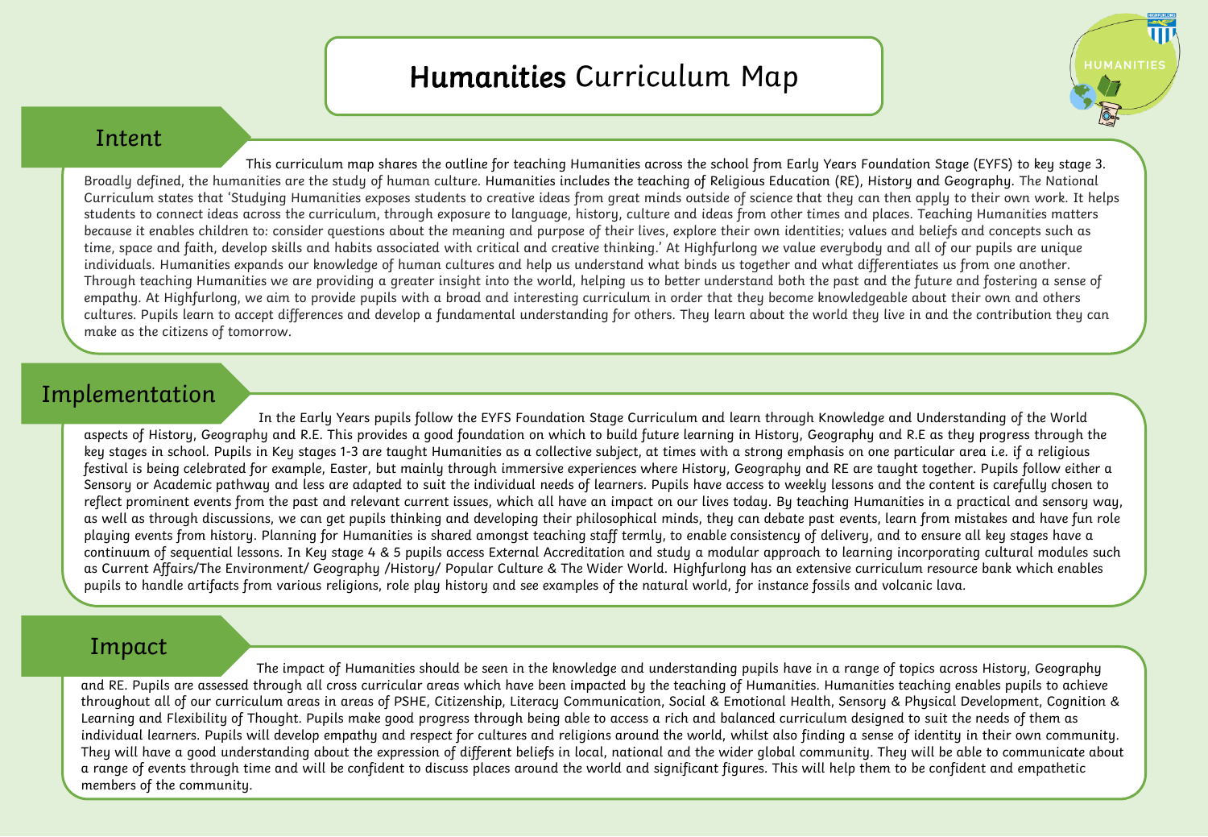# Humanities Curriculum Map

## Intent

This curriculum map shares the outline for teaching Humanities across the school from Early Years Foundation Stage (EYFS) to key stage 3. Broadly defined, the humanities are the study of human culture. Humanities includes the teaching of Religious Education (RE), History and Geography. The National Curriculum states that 'Studying Humanities exposes students to creative ideas from great minds outside of science that they can then apply to their own work. It helps students to connect ideas across the curriculum, through exposure to language, history, culture and ideas from other times and places. Teaching Humanities matters because it enables children to: consider questions about the meaning and purpose of their lives, explore their own identities; values and beliefs and concepts such as time, space and faith, develop skills and habits associated with critical and creative thinking.' At Highfurlong we value everybody and all of our pupils are unique individuals. Humanities expands our knowledge of human cultures and help us understand what binds us together and what differentiates us from one another. Through teaching Humanities we are providing a greater insight into the world, helping us to better understand both the past and the future and fostering a sense of empathy. At Highfurlong, we aim to provide pupils with a broad and interesting curriculum in order that they become knowledgeable about their own and others cultures. Pupils learn to accept differences and develop a fundamental understanding for others. They learn about the world they live in and the contribution they can make as the citizens of tomorrow.

## Implementation

In the Early Years pupils follow the EYFS Foundation Stage Curriculum and learn through Knowledge and Understanding of the World aspects of History, Geography and R.E. This provides a good foundation on which to build future learning in History, Geography and R.E as they progress through the key stages in school. Pupils in Key stages 1-3 are taught Humanities as a collective subject, at times with a strong emphasis on one particular area i.e. if a religious festival is being celebrated for example, Easter, but mainly through immersive experiences where History, Geography and RE are taught together. Pupils follow either a Sensory or Academic pathway and less are adapted to suit the individual needs of learners. Pupils have access to weekly lessons and the content is carefully chosen to reflect prominent events from the past and relevant current issues, which all have an impact on our lives today. By teaching Humanities in a practical and sensory way, as well as through discussions, we can get pupils thinking and developing their philosophical minds, they can debate past events, learn from mistakes and have fun role playing events from history. Planning for Humanities is shared amongst teaching staff termly, to enable consistency of delivery, and to ensure all key stages have a continuum of sequential lessons. In Key stage 4 & 5 pupils access External Accreditation and study a modular approach to learning incorporating cultural modules such as Current Affairs/The Environment/ Geography /History/ Popular Culture & The Wider World. Highfurlong has an extensive curriculum resource bank which enables pupils to handle artifacts from various religions, role play history and see examples of the natural world, for instance fossils and volcanic lava.

## Impact

The impact of Humanities should be seen in the knowledge and understanding pupils have in a range of topics across History, Geography and RE. Pupils are assessed through all cross curricular areas which have been impacted by the teaching of Humanities. Humanities teaching enables pupils to achieve throughout all of our curriculum areas in areas of PSHE, Citizenship, Literacy Communication, Social & Emotional Health, Sensory & Physical Development, Cognition & Learning and Flexibility of Thought. Pupils make good progress through being able to access a rich and balanced curriculum designed to suit the needs of them as individual learners. Pupils will develop empathy and respect for cultures and religions around the world, whilst also finding a sense of identity in their own community. They will have a good understanding about the expression of different beliefs in local, national and the wider global community. They will be able to communicate about a range of events through time and will be confident to discuss places around the world and significant figures. This will help them to be confident and empathetic members of the community.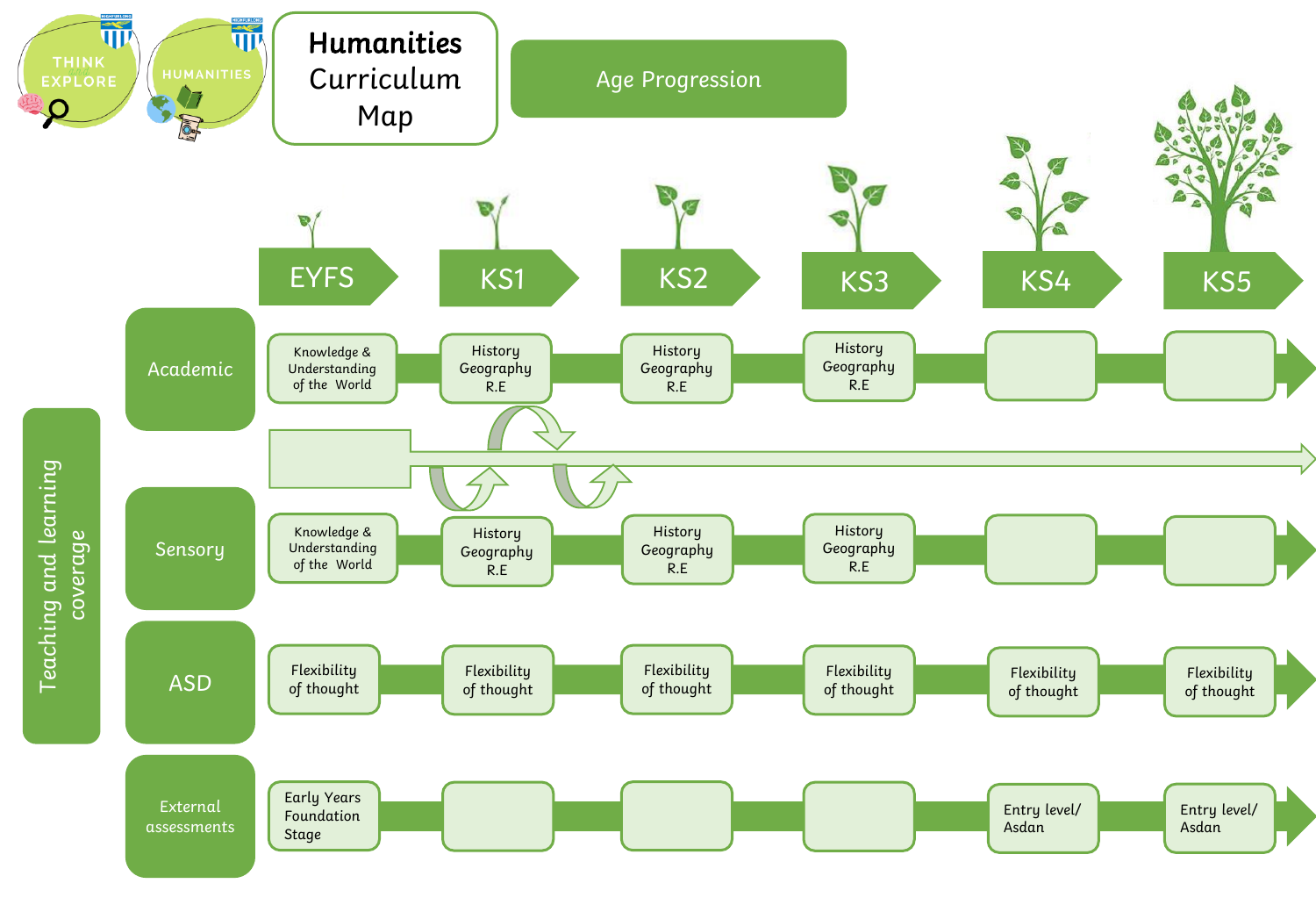# Humanities Curriculum Map

THINK EXPLORE

HUMANITIES

## Age Progression

Teaching and learning coverage

| | EYFS | KS1 | KS2 | KS3 | KS4 | KS5 |
|---|---|---|---|---|---|---|
| Academic | Knowledge & Understanding of the World | History Geography R.E | History Geography R.E | History Geography R.E | | |
| Sensory | Knowledge & Understanding of the World | History Geography R.E | History Geography R.E | History Geography R.E | | |
| ASD | Flexibility of thought | Flexibility of thought | Flexibility of thought | Flexibility of thought | Flexibility of thought | Flexibility of thought |
| External assessments | Early Years Foundation Stage | | | | Entry level/ Asdan | Entry level/ Asdan |